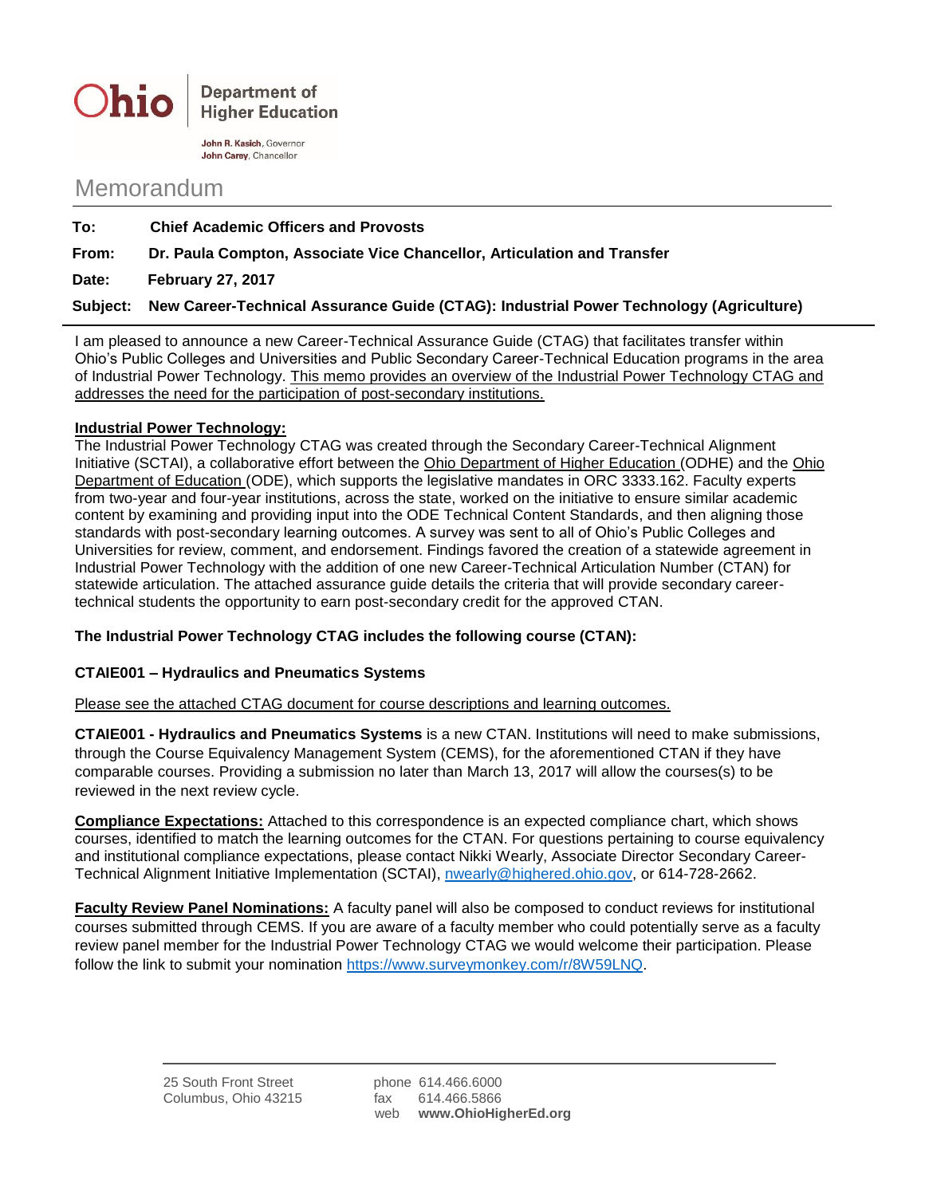**Ohio** | Department of Higher Education

John R. Kasich, Governor
John Carey, Chancellor

# Memorandum

**To:** **Chief Academic Officers and Provosts**

**From:** **Dr. Paula Compton, Associate Vice Chancellor, Articulation and Transfer**

**Date:** **February 27, 2017**

**Subject:** **New Career-Technical Assurance Guide (CTAG): Industrial Power Technology (Agriculture)**

---

I am pleased to announce a new Career-Technical Assurance Guide (CTAG) that facilitates transfer within Ohio's Public Colleges and Universities and Public Secondary Career-Technical Education programs in the area of Industrial Power Technology. This memo provides an overview of the Industrial Power Technology CTAG and addresses the need for the participation of post-secondary institutions.

**Industrial Power Technology:**

The Industrial Power Technology CTAG was created through the Secondary Career-Technical Alignment Initiative (SCTAI), a collaborative effort between the Ohio Department of Higher Education (ODHE) and the Ohio Department of Education (ODE), which supports the legislative mandates in ORC 3333.162. Faculty experts from two-year and four-year institutions, across the state, worked on the initiative to ensure similar academic content by examining and providing input into the ODE Technical Content Standards, and then aligning those standards with post-secondary learning outcomes. A survey was sent to all of Ohio's Public Colleges and Universities for review, comment, and endorsement. Findings favored the creation of a statewide agreement in Industrial Power Technology with the addition of one new Career-Technical Articulation Number (CTAN) for statewide articulation. The attached assurance guide details the criteria that will provide secondary career-technical students the opportunity to earn post-secondary credit for the approved CTAN.

**The Industrial Power Technology CTAG includes the following course (CTAN):**

**CTAIE001 – Hydraulics and Pneumatics Systems**

Please see the attached CTAG document for course descriptions and learning outcomes.

**CTAIE001 - Hydraulics and Pneumatics Systems** is a new CTAN. Institutions will need to make submissions, through the Course Equivalency Management System (CEMS), for the aforementioned CTAN if they have comparable courses. Providing a submission no later than March 13, 2017 will allow the courses(s) to be reviewed in the next review cycle.

**Compliance Expectations:** Attached to this correspondence is an expected compliance chart, which shows courses, identified to match the learning outcomes for the CTAN. For questions pertaining to course equivalency and institutional compliance expectations, please contact Nikki Wearly, Associate Director Secondary Career-Technical Alignment Initiative Implementation (SCTAI), nwearly@highered.ohio.gov, or 614-728-2662.

**Faculty Review Panel Nominations:** A faculty panel will also be composed to conduct reviews for institutional courses submitted through CEMS. If you are aware of a faculty member who could potentially serve as a faculty review panel member for the Industrial Power Technology CTAG we would welcome their participation. Please follow the link to submit your nomination https://www.surveymonkey.com/r/8W59LNQ.

---

25 South Front Street
Columbus, Ohio 43215

phone 614.466.6000
fax 614.466.5866
web **www.OhioHigherEd.org**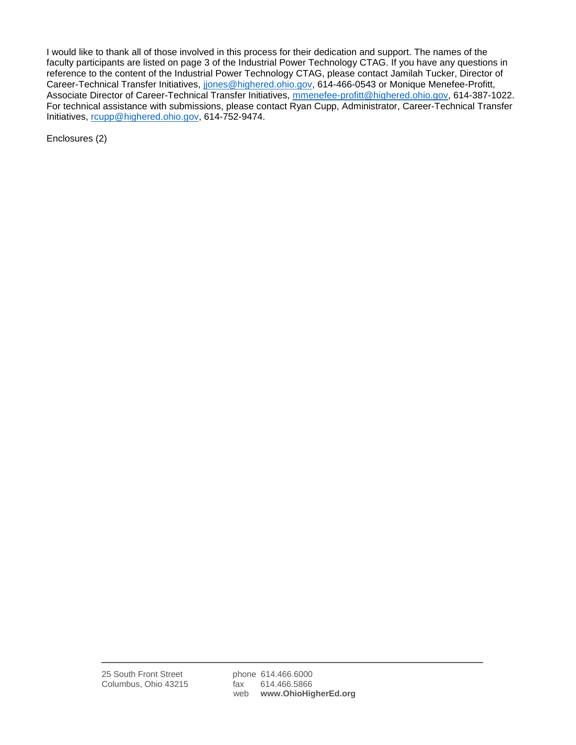I would like to thank all of those involved in this process for their dedication and support. The names of the faculty participants are listed on page 3 of the Industrial Power Technology CTAG. If you have any questions in reference to the content of the Industrial Power Technology CTAG, please contact Jamilah Tucker, Director of Career-Technical Transfer Initiatives, jjones@highered.ohio.gov, 614-466-0543 or Monique Menefee-Profitt, Associate Director of Career-Technical Transfer Initiatives, mmenefee-profitt@highered.ohio.gov, 614-387-1022. For technical assistance with submissions, please contact Ryan Cupp, Administrator, Career-Technical Transfer Initiatives, rcupp@highered.ohio.gov, 614-752-9474.

Enclosures (2)

25 South Front Street
Columbus, Ohio 43215

phone 614.466.6000
fax 614.466.5866
web **www.OhioHigherEd.org**